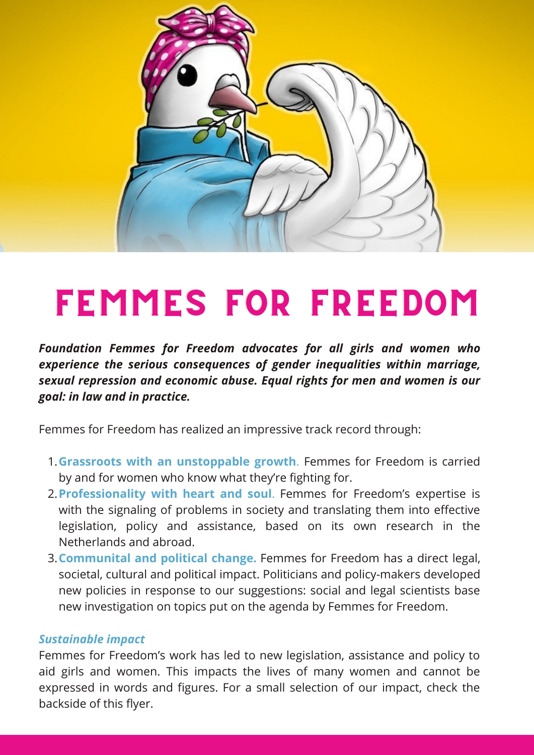# FEMMES FOR FREEDOM

***Foundation Femmes for Freedom advocates for all girls and women who experience the serious consequences of gender inequalities within marriage, sexual repression and economic abuse. Equal rights for men and women is our goal: in law and in practice.***

Femmes for Freedom has realized an impressive track record through:

1. **Grassroots with an unstoppable growth**. Femmes for Freedom is carried by and for women who know what they're fighting for.
2. **Professionality with heart and soul**. Femmes for Freedom's expertise is with the signaling of problems in society and translating them into effective legislation, policy and assistance, based on its own research in the Netherlands and abroad.
3. **Communital and political change.** Femmes for Freedom has a direct legal, societal, cultural and political impact. Politicians and policy-makers developed new policies in response to our suggestions: social and legal scientists base new investigation on topics put on the agenda by Femmes for Freedom.

***Sustainable impact***

Femmes for Freedom's work has led to new legislation, assistance and policy to aid girls and women. This impacts the lives of many women and cannot be expressed in words and figures. For a small selection of our impact, check the backside of this flyer.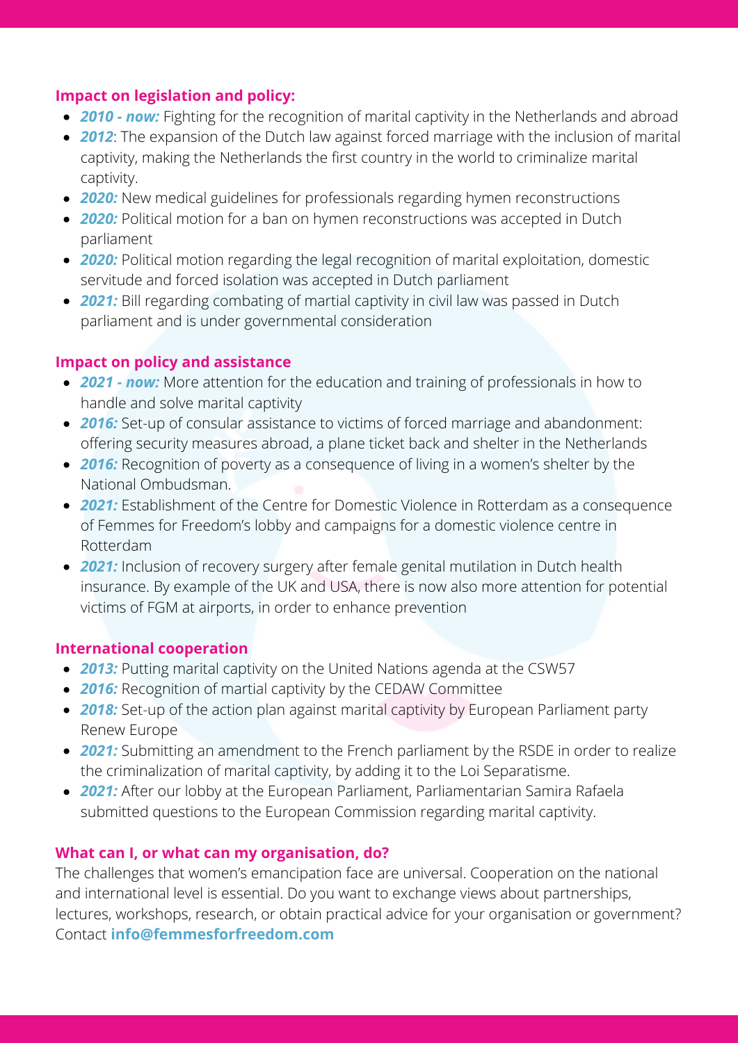**Impact on legislation and policy:**

- ***2010 - now:*** Fighting for the recognition of marital captivity in the Netherlands and abroad
- ***2012***: The expansion of the Dutch law against forced marriage with the inclusion of marital captivity, making the Netherlands the first country in the world to criminalize marital captivity.
- ***2020:*** New medical guidelines for professionals regarding hymen reconstructions
- ***2020:*** Political motion for a ban on hymen reconstructions was accepted in Dutch parliament
- ***2020:*** Political motion regarding the legal recognition of marital exploitation, domestic servitude and forced isolation was accepted in Dutch parliament
- ***2021:*** Bill regarding combating of martial captivity in civil law was passed in Dutch parliament and is under governmental consideration

**Impact on policy and assistance**

- ***2021 - now:*** More attention for the education and training of professionals in how to handle and solve marital captivity
- ***2016:*** Set-up of consular assistance to victims of forced marriage and abandonment: offering security measures abroad, a plane ticket back and shelter in the Netherlands
- ***2016:*** Recognition of poverty as a consequence of living in a women's shelter by the National Ombudsman.
- ***2021:*** Establishment of the Centre for Domestic Violence in Rotterdam as a consequence of Femmes for Freedom's lobby and campaigns for a domestic violence centre in Rotterdam
- ***2021:*** Inclusion of recovery surgery after female genital mutilation in Dutch health insurance. By example of the UK and USA, there is now also more attention for potential victims of FGM at airports, in order to enhance prevention

**International cooperation**

- ***2013:*** Putting marital captivity on the United Nations agenda at the CSW57
- ***2016:*** Recognition of martial captivity by the CEDAW Committee
- ***2018:*** Set-up of the action plan against marital captivity by European Parliament party Renew Europe
- ***2021:*** Submitting an amendment to the French parliament by the RSDE in order to realize the criminalization of marital captivity, by adding it to the Loi Separatisme.
- ***2021:*** After our lobby at the European Parliament, Parliamentarian Samira Rafaela submitted questions to the European Commission regarding marital captivity.

**What can I, or what can my organisation, do?**

The challenges that women's emancipation face are universal. Cooperation on the national and international level is essential. Do you want to exchange views about partnerships, lectures, workshops, research, or obtain practical advice for your organisation or government? Contact **info@femmesforfreedom.com**